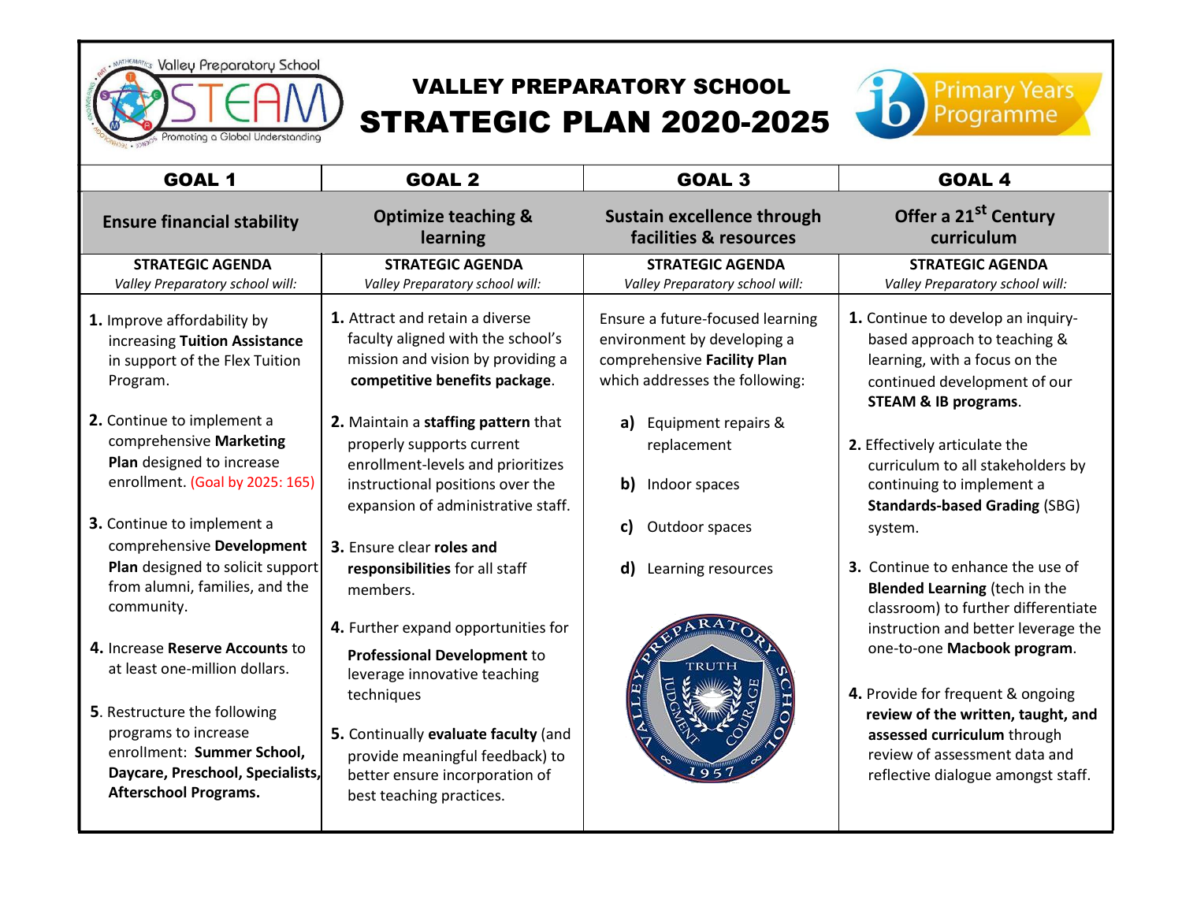# VALLEY PREPARATORY SCHOOL
## STRATEGIC PLAN 2020-2025

| GOAL 1 | GOAL 2 | GOAL 3 | GOAL 4 |
|---|---|---|---|
| **Ensure financial stability** | **Optimize teaching & learning** | **Sustain excellence through facilities & resources** | **Offer a 21st Century curriculum** |
| **STRATEGIC AGENDA** *Valley Preparatory school will:* | **STRATEGIC AGENDA** *Valley Preparatory school will:* | **STRATEGIC AGENDA** *Valley Preparatory school will:* | **STRATEGIC AGENDA** *Valley Preparatory school will:* |
| **1.** Improve affordability by increasing **Tuition Assistance** in support of the Flex Tuition Program. <br><br> **2.** Continue to implement a comprehensive **Marketing Plan** designed to increase enrollment. (Goal by 2025: 165) <br><br> **3.** Continue to implement a comprehensive **Development Plan** designed to solicit support from alumni, families, and the community. <br><br> **4.** Increase **Reserve Accounts** to at least one-million dollars. <br><br> **5.** Restructure the following programs to increase enrollment: **Summer School, Daycare, Preschool, Specialists, Afterschool Programs.** | **1.** Attract and retain a diverse faculty aligned with the school's mission and vision by providing a **competitive benefits package**. <br><br> **2.** Maintain a **staffing pattern** that properly supports current enrollment-levels and prioritizes instructional positions over the expansion of administrative staff. <br><br> **3.** Ensure clear **roles and responsibilities** for all staff members. <br><br> **4.** Further expand opportunities for **Professional Development** to leverage innovative teaching techniques <br><br> **5.** Continually **evaluate faculty** (and provide meaningful feedback) to better ensure incorporation of best teaching practices. | Ensure a future-focused learning environment by developing a comprehensive **Facility Plan** which addresses the following: <br><br> **a)** Equipment repairs & replacement <br><br> **b)** Indoor spaces <br><br> **c)** Outdoor spaces <br><br> **d)** Learning resources | **1.** Continue to develop an inquiry-based approach to teaching & learning, with a focus on the continued development of our **STEAM & IB programs**. <br><br> **2.** Effectively articulate the curriculum to all stakeholders by continuing to implement a **Standards-based Grading** (SBG) system. <br><br> **3.** Continue to enhance the use of **Blended Learning** (tech in the classroom) to further differentiate instruction and better leverage the one-to-one **Macbook program**. <br><br> **4.** Provide for frequent & ongoing **review of the written, taught, and assessed curriculum** through review of assessment data and reflective dialogue amongst staff. |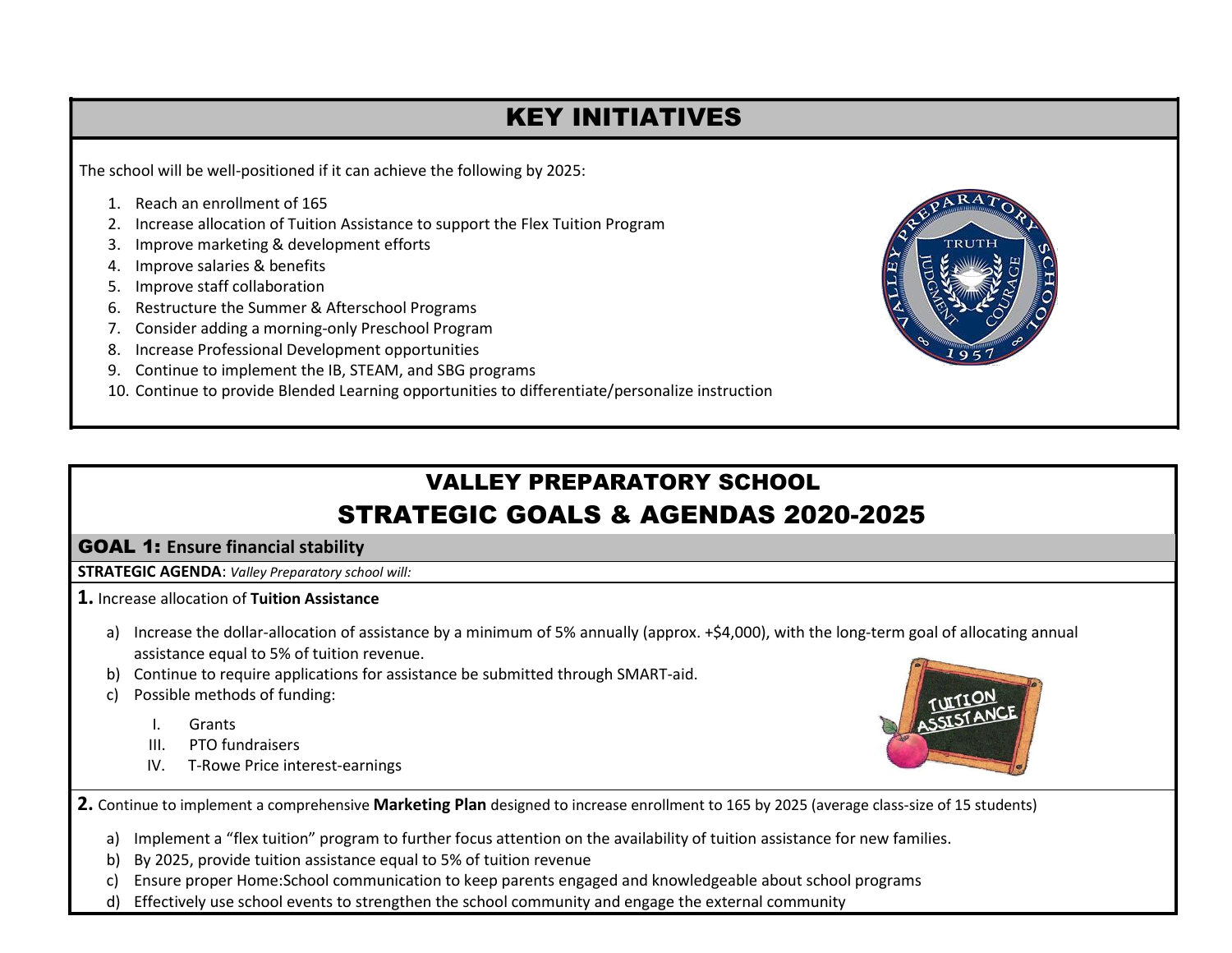## KEY INITIATIVES

The school will be well-positioned if it can achieve the following by 2025:

1. Reach an enrollment of 165
2. Increase allocation of Tuition Assistance to support the Flex Tuition Program
3. Improve marketing & development efforts
4. Improve salaries & benefits
5. Improve staff collaboration
6. Restructure the Summer & Afterschool Programs
7. Consider adding a morning-only Preschool Program
8. Increase Professional Development opportunities
9. Continue to implement the IB, STEAM, and SBG programs
10. Continue to provide Blended Learning opportunities to differentiate/personalize instruction

# VALLEY PREPARATORY SCHOOL
# STRATEGIC GOALS & AGENDAS 2020-2025

## GOAL 1: Ensure financial stability

**STRATEGIC AGENDA**: *Valley Preparatory school will:*

**1.** Increase allocation of **Tuition Assistance**

a) Increase the dollar-allocation of assistance by a minimum of 5% annually (approx. +$4,000), with the long-term goal of allocating annual assistance equal to 5% of tuition revenue.
b) Continue to require applications for assistance be submitted through SMART-aid.
c) Possible methods of funding:
   - I. Grants
   - III. PTO fundraisers
   - IV. T-Rowe Price interest-earnings

**2.** Continue to implement a comprehensive **Marketing Plan** designed to increase enrollment to 165 by 2025 (average class-size of 15 students)

a) Implement a "flex tuition" program to further focus attention on the availability of tuition assistance for new families.
b) By 2025, provide tuition assistance equal to 5% of tuition revenue
c) Ensure proper Home:School communication to keep parents engaged and knowledgeable about school programs
d) Effectively use school events to strengthen the school community and engage the external community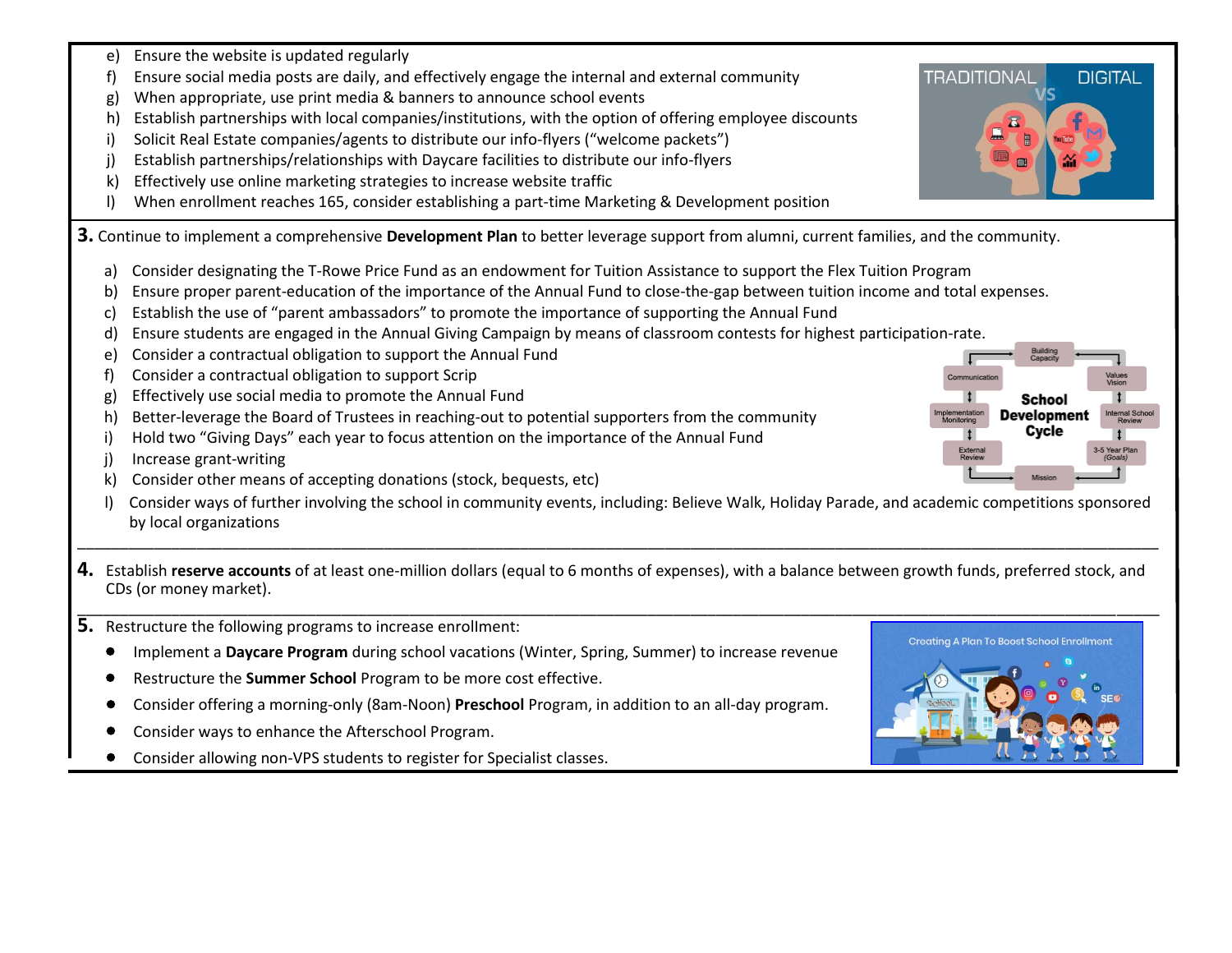e) Ensure the website is updated regularly
f) Ensure social media posts are daily, and effectively engage the internal and external community
g) When appropriate, use print media & banners to announce school events
h) Establish partnerships with local companies/institutions, with the option of offering employee discounts
i) Solicit Real Estate companies/agents to distribute our info-flyers ("welcome packets")
j) Establish partnerships/relationships with Daycare facilities to distribute our info-flyers
k) Effectively use online marketing strategies to increase website traffic
l) When enrollment reaches 165, consider establishing a part-time Marketing & Development position

**3.** Continue to implement a comprehensive **Development Plan** to better leverage support from alumni, current families, and the community.

a) Consider designating the T-Rowe Price Fund as an endowment for Tuition Assistance to support the Flex Tuition Program
b) Ensure proper parent-education of the importance of the Annual Fund to close-the-gap between tuition income and total expenses.
c) Establish the use of "parent ambassadors" to promote the importance of supporting the Annual Fund
d) Ensure students are engaged in the Annual Giving Campaign by means of classroom contests for highest participation-rate.
e) Consider a contractual obligation to support the Annual Fund
f) Consider a contractual obligation to support Scrip
g) Effectively use social media to promote the Annual Fund
h) Better-leverage the Board of Trustees in reaching-out to potential supporters from the community
i) Hold two "Giving Days" each year to focus attention on the importance of the Annual Fund
j) Increase grant-writing
k) Consider other means of accepting donations (stock, bequests, etc)
l) Consider ways of further involving the school in community events, including: Believe Walk, Holiday Parade, and academic competitions sponsored by local organizations

---

**4.** Establish **reserve accounts** of at least one-million dollars (equal to 6 months of expenses), with a balance between growth funds, preferred stock, and CDs (or money market).

---

**5.** Restructure the following programs to increase enrollment:

- Implement a **Daycare Program** during school vacations (Winter, Spring, Summer) to increase revenue
- Restructure the **Summer School** Program to be more cost effective.
- Consider offering a morning-only (8am-Noon) **Preschool** Program, in addition to an all-day program.
- Consider ways to enhance the Afterschool Program.
- Consider allowing non-VPS students to register for Specialist classes.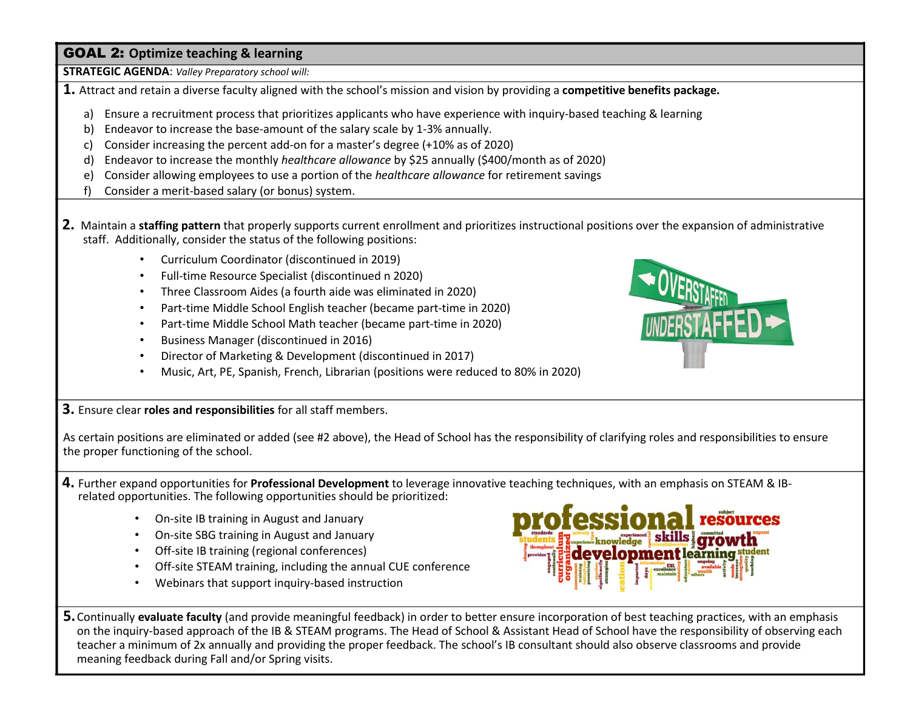## GOAL 2: Optimize teaching & learning

**STRATEGIC AGENDA**: *Valley Preparatory school will:*

**1.** Attract and retain a diverse faculty aligned with the school's mission and vision by providing a **competitive benefits package.**

a) Ensure a recruitment process that prioritizes applicants who have experience with inquiry-based teaching & learning
b) Endeavor to increase the base-amount of the salary scale by 1-3% annually.
c) Consider increasing the percent add-on for a master's degree (+10% as of 2020)
d) Endeavor to increase the monthly *healthcare allowance* by $25 annually ($400/month as of 2020)
e) Consider allowing employees to use a portion of the *healthcare allowance* for retirement savings
f) Consider a merit-based salary (or bonus) system.

**2.** Maintain a **staffing pattern** that properly supports current enrollment and prioritizes instructional positions over the expansion of administrative staff. Additionally, consider the status of the following positions:

- Curriculum Coordinator (discontinued in 2019)
- Full-time Resource Specialist (discontinued n 2020)
- Three Classroom Aides (a fourth aide was eliminated in 2020)
- Part-time Middle School English teacher (became part-time in 2020)
- Part-time Middle School Math teacher (became part-time in 2020)
- Business Manager (discontinued in 2016)
- Director of Marketing & Development (discontinued in 2017)
- Music, Art, PE, Spanish, French, Librarian (positions were reduced to 80% in 2020)

**3.** Ensure clear **roles and responsibilities** for all staff members.

As certain positions are eliminated or added (see #2 above), the Head of School has the responsibility of clarifying roles and responsibilities to ensure the proper functioning of the school.

**4.** Further expand opportunities for **Professional Development** to leverage innovative teaching techniques, with an emphasis on STEAM & IB-related opportunities. The following opportunities should be prioritized:

- On-site IB training in August and January
- On-site SBG training in August and January
- Off-site IB training (regional conferences)
- Off-site STEAM training, including the annual CUE conference
- Webinars that support inquiry-based instruction

**5.** Continually **evaluate faculty** (and provide meaningful feedback) in order to better ensure incorporation of best teaching practices, with an emphasis on the inquiry-based approach of the IB & STEAM programs. The Head of School & Assistant Head of School have the responsibility of observing each teacher a minimum of 2x annually and providing the proper feedback. The school's IB consultant should also observe classrooms and provide meaning feedback during Fall and/or Spring visits.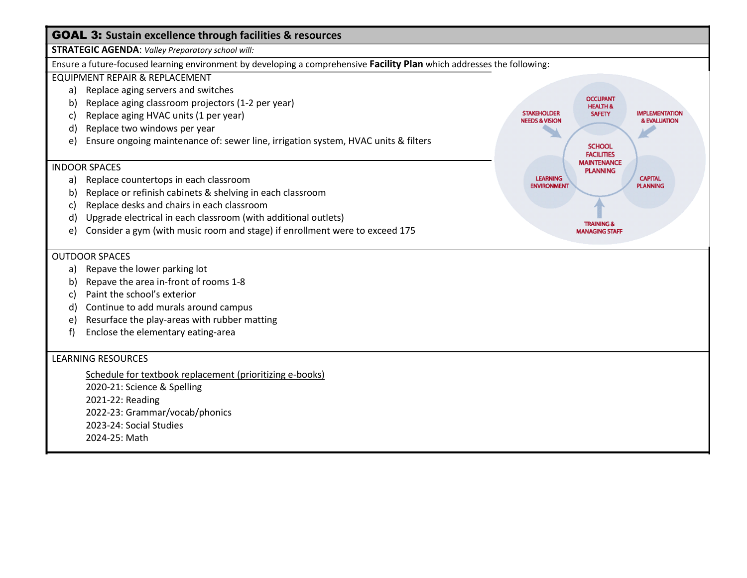## GOAL 3: Sustain excellence through facilities & resources

**STRATEGIC AGENDA**: *Valley Preparatory school will:*

Ensure a future-focused learning environment by developing a comprehensive **Facility Plan** which addresses the following:

EQUIPMENT REPAIR & REPLACEMENT

a) Replace aging servers and switches
b) Replace aging classroom projectors (1-2 per year)
c) Replace aging HVAC units (1 per year)
d) Replace two windows per year
e) Ensure ongoing maintenance of: sewer line, irrigation system, HVAC units & filters

STAKEHOLDER NEEDS & VISION
OCCUPANT HEALTH & SAFETY
IMPLEMENTATION & EVALUATION
SCHOOL FACILITIES MAINTENANCE PLANNING
LEARNING ENVIRONMENT
CAPITAL PLANNING
TRAINING & MANAGING STAFF

INDOOR SPACES

a) Replace countertops in each classroom
b) Replace or refinish cabinets & shelving in each classroom
c) Replace desks and chairs in each classroom
d) Upgrade electrical in each classroom (with additional outlets)
e) Consider a gym (with music room and stage) if enrollment were to exceed 175

OUTDOOR SPACES

a) Repave the lower parking lot
b) Repave the area in-front of rooms 1-8
c) Paint the school's exterior
d) Continue to add murals around campus
e) Resurface the play-areas with rubber matting
f) Enclose the elementary eating-area

LEARNING RESOURCES

Schedule for textbook replacement (prioritizing e-books)

2020-21: Science & Spelling
2021-22: Reading
2022-23: Grammar/vocab/phonics
2023-24: Social Studies
2024-25: Math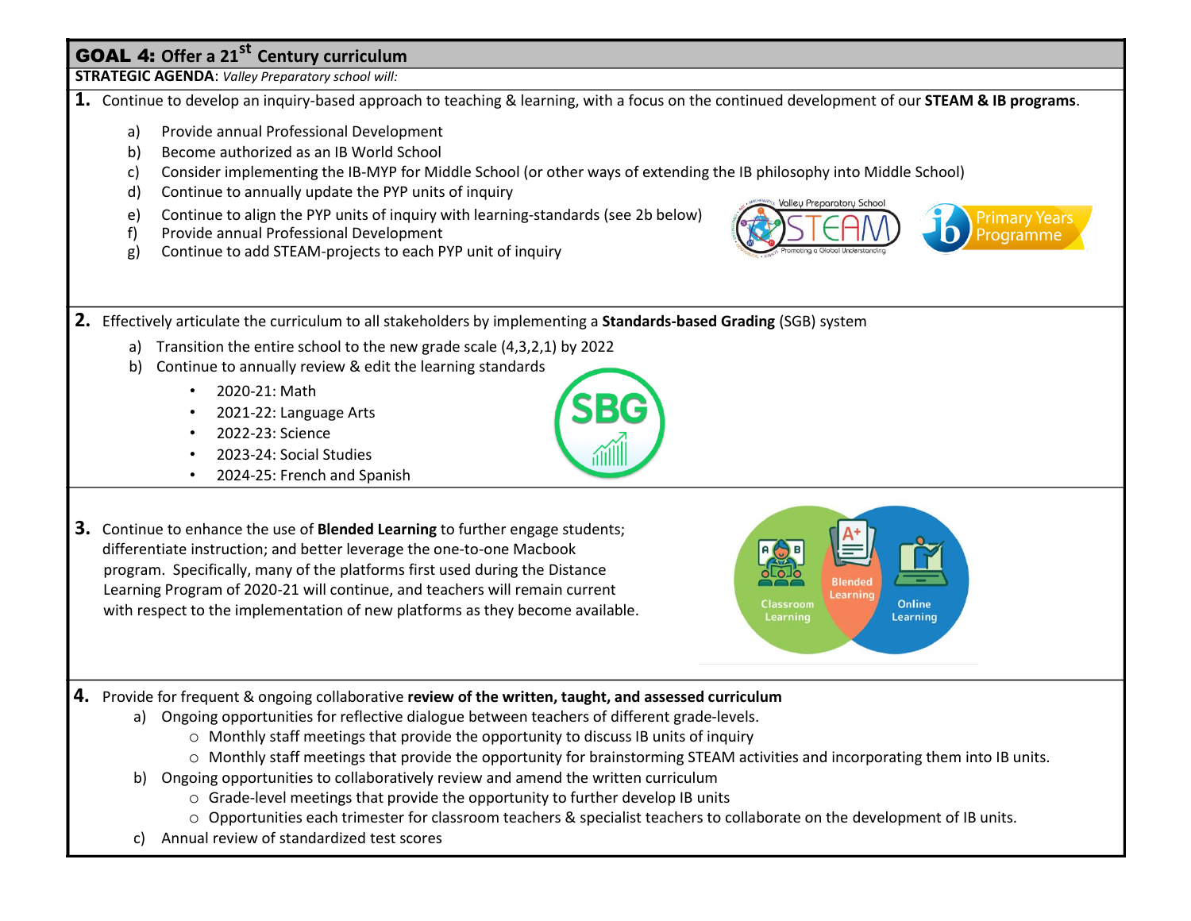## GOAL 4: Offer a 21st Century curriculum

**STRATEGIC AGENDA**: *Valley Preparatory school will:*

**1.** Continue to develop an inquiry-based approach to teaching & learning, with a focus on the continued development of our **STEAM & IB programs**.

a) Provide annual Professional Development
b) Become authorized as an IB World School
c) Consider implementing the IB-MYP for Middle School (or other ways of extending the IB philosophy into Middle School)
d) Continue to annually update the PYP units of inquiry
e) Continue to align the PYP units of inquiry with learning-standards (see 2b below)
f) Provide annual Professional Development
g) Continue to add STEAM-projects to each PYP unit of inquiry

**2.** Effectively articulate the curriculum to all stakeholders by implementing a **Standards-based Grading** (SGB) system

a) Transition the entire school to the new grade scale (4,3,2,1) by 2022
b) Continue to annually review & edit the learning standards
   - 2020-21: Math
   - 2021-22: Language Arts
   - 2022-23: Science
   - 2023-24: Social Studies
   - 2024-25: French and Spanish

**3.** Continue to enhance the use of **Blended Learning** to further engage students; differentiate instruction; and better leverage the one-to-one Macbook program. Specifically, many of the platforms first used during the Distance Learning Program of 2020-21 will continue, and teachers will remain current with respect to the implementation of new platforms as they become available.

**4.** Provide for frequent & ongoing collaborative **review of the written, taught, and assessed curriculum**

a) Ongoing opportunities for reflective dialogue between teachers of different grade-levels.
   - Monthly staff meetings that provide the opportunity to discuss IB units of inquiry
   - Monthly staff meetings that provide the opportunity for brainstorming STEAM activities and incorporating them into IB units.

b) Ongoing opportunities to collaboratively review and amend the written curriculum
   - Grade-level meetings that provide the opportunity to further develop IB units
   - Opportunities each trimester for classroom teachers & specialist teachers to collaborate on the development of IB units.

c) Annual review of standardized test scores